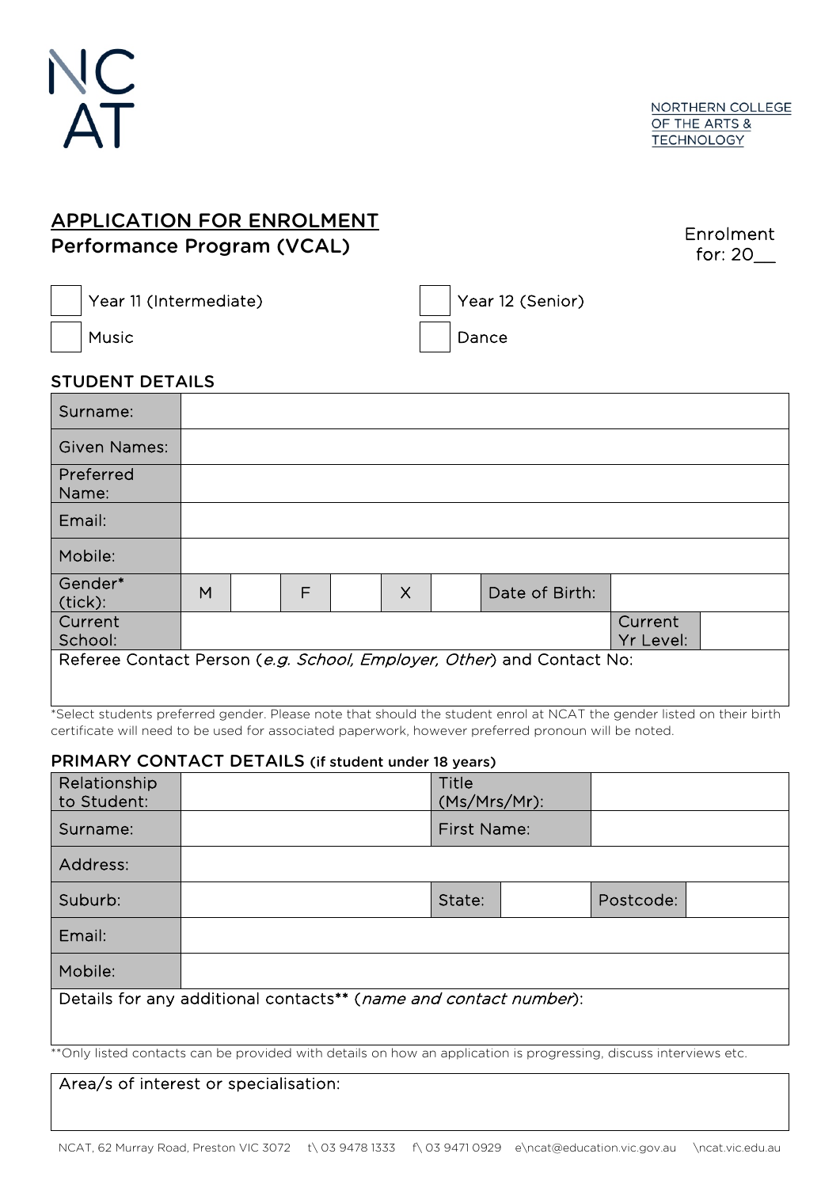NC
AT

NORTHERN COLLEGE
OF THE ARTS &
TECHNOLOGY

# APPLICATION FOR ENROLMENT

## Performance Program (VCAL)

Enrolment for: 20__

- [ ] Year 11 (Intermediate)
- [ ] Year 12 (Senior)
- [ ] Music
- [ ] Dance

### STUDENT DETAILS

| Surname: | | | | | | | | |
|---|---|---|---|---|---|---|---|---|
| Given Names: | | | | | | | | |
| Preferred Name: | | | | | | | | |
| Email: | | | | | | | | |
| Mobile: | | | | | | | | |
| Gender* (tick): | M | | F | | X | | Date of Birth: | |
| Current School: | | | | | | | Current Yr Level: | |
| Referee Contact Person (*e.g. School, Employer, Other*) and Contact No: | | | | | | | | |

*Select students preferred gender. Please note that should the student enrol at NCAT the gender listed on their birth certificate will need to be used for associated paperwork, however preferred pronoun will be noted.

### PRIMARY CONTACT DETAILS (if student under 18 years)

| Relationship to Student: | | Title (Ms/Mrs/Mr): | | | |
|---|---|---|---|---|---|
| Surname: | | First Name: | | | |
| Address: | | | | | |
| Suburb: | | State: | | Postcode: | |
| Email: | | | | | |
| Mobile: | | | | | |
| Details for any additional contacts** (*name and contact number*): | | | | | |

**Only listed contacts can be provided with details on how an application is progressing, discuss interviews etc.

| Area/s of interest or specialisation: |
|---|
| |

NCAT, 62 Murray Road, Preston VIC 3072 t\ 03 9478 1333 f\ 03 9471 0929 e\ncat@education.vic.gov.au \ncat.vic.edu.au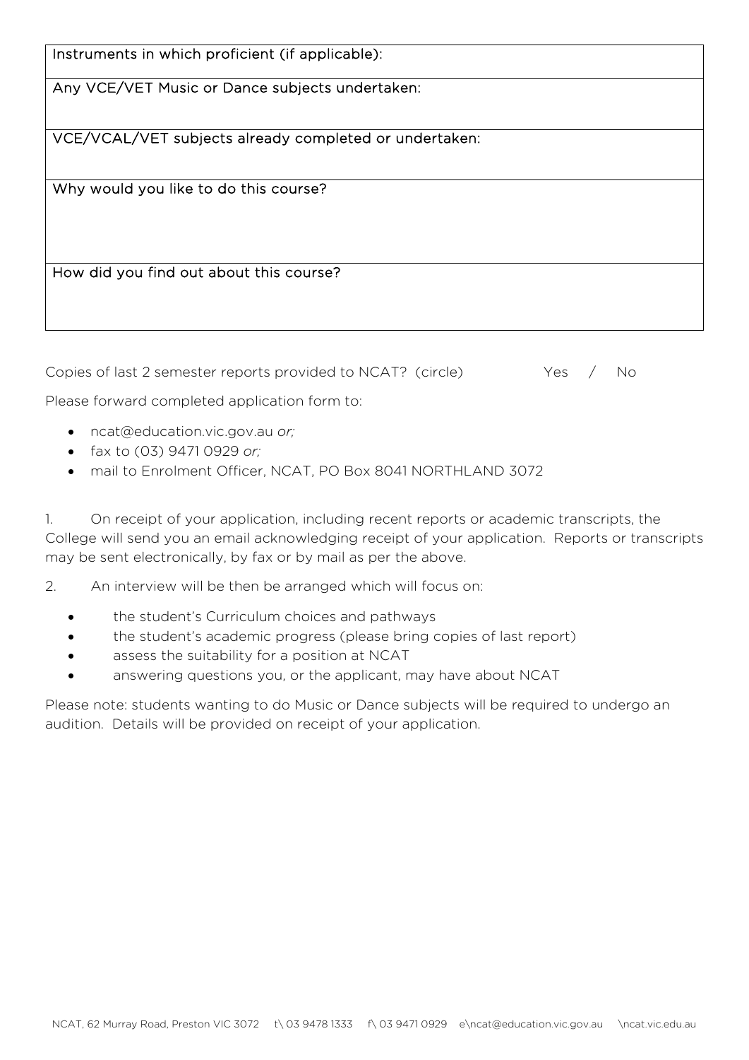| |
|---|
| Instruments in which proficient (if applicable): |
| Any VCE/VET Music or Dance subjects undertaken: |
| VCE/VCAL/VET subjects already completed or undertaken: |
| Why would you like to do this course? |
| How did you find out about this course? |

Copies of last 2 semester reports provided to NCAT? (circle) Yes / No

Please forward completed application form to:

- ncat@education.vic.gov.au *or;*
- fax to (03) 9471 0929 *or;*
- mail to Enrolment Officer, NCAT, PO Box 8041 NORTHLAND 3072

1. On receipt of your application, including recent reports or academic transcripts, the College will send you an email acknowledging receipt of your application. Reports or transcripts may be sent electronically, by fax or by mail as per the above.

2. An interview will be then be arranged which will focus on:
   - the student's Curriculum choices and pathways
   - the student's academic progress (please bring copies of last report)
   - assess the suitability for a position at NCAT
   - answering questions you, or the applicant, may have about NCAT

Please note: students wanting to do Music or Dance subjects will be required to undergo an audition. Details will be provided on receipt of your application.

NCAT, 62 Murray Road, Preston VIC 3072 t\ 03 9478 1333 f\ 03 9471 0929 e\ncat@education.vic.gov.au \ncat.vic.edu.au